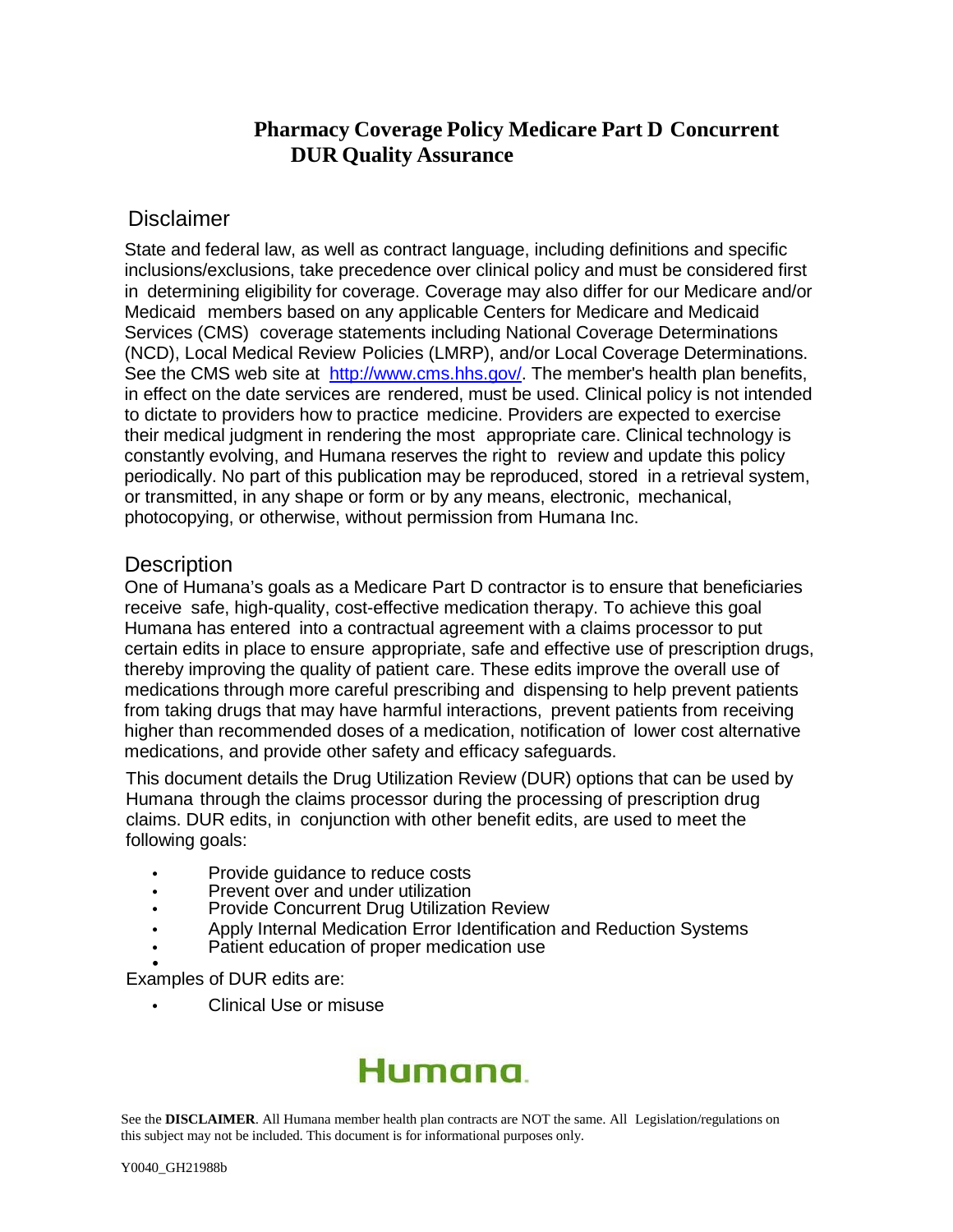# Pharmacy Coverage Policy Medicare Part D Concurrent DUR Quality Assurance

## Disclaimer

State and federal law, as well as contract language, including definitions and specific inclusions/exclusions, take precedence over clinical policy and must be considered first in determining eligibility for coverage. Coverage may also differ for our Medicare and/or Medicaid members based on any applicable Centers for Medicare and Medicaid Services (CMS) coverage statements including National Coverage Determinations (NCD), Local Medical Review Policies (LMRP), and/or Local Coverage Determinations. See the CMS web site at http://www.cms.hhs.gov/. The member's health plan benefits, in effect on the date services are rendered, must be used. Clinical policy is not intended to dictate to providers how to practice medicine. Providers are expected to exercise their medical judgment in rendering the most appropriate care. Clinical technology is constantly evolving, and Humana reserves the right to review and update this policy periodically. No part of this publication may be reproduced, stored in a retrieval system, or transmitted, in any shape or form or by any means, electronic, mechanical, photocopying, or otherwise, without permission from Humana Inc.

## Description

One of Humana's goals as a Medicare Part D contractor is to ensure that beneficiaries receive safe, high-quality, cost-effective medication therapy. To achieve this goal Humana has entered into a contractual agreement with a claims processor to put certain edits in place to ensure appropriate, safe and effective use of prescription drugs, thereby improving the quality of patient care. These edits improve the overall use of medications through more careful prescribing and dispensing to help prevent patients from taking drugs that may have harmful interactions, prevent patients from receiving higher than recommended doses of a medication, notification of lower cost alternative medications, and provide other safety and efficacy safeguards.

This document details the Drug Utilization Review (DUR) options that can be used by Humana through the claims processor during the processing of prescription drug claims. DUR edits, in conjunction with other benefit edits, are used to meet the following goals:

- Provide guidance to reduce costs
- Prevent over and under utilization
- Provide Concurrent Drug Utilization Review
- Apply Internal Medication Error Identification and Reduction Systems
- Patient education of proper medication use

Examples of DUR edits are:

- Clinical Use or misuse

Humana.

See the **DISCLAIMER**. All Humana member health plan contracts are NOT the same. All Legislation/regulations on this subject may not be included. This document is for informational purposes only.

Y0040_GH21988b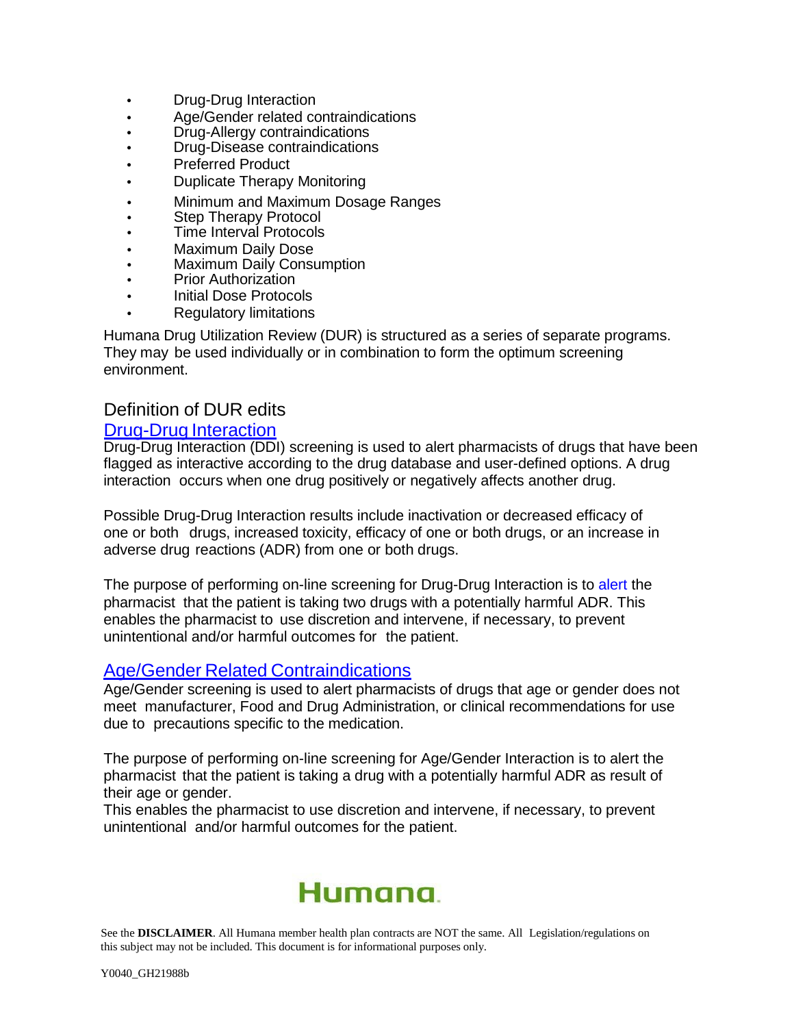- Drug-Drug Interaction
- Age/Gender related contraindications
- Drug-Allergy contraindications
- Drug-Disease contraindications
- Preferred Product
- Duplicate Therapy Monitoring
- Minimum and Maximum Dosage Ranges
- Step Therapy Protocol
- Time Interval Protocols
- Maximum Daily Dose
- Maximum Daily Consumption
- Prior Authorization
- Initial Dose Protocols
- Regulatory limitations

Humana Drug Utilization Review (DUR) is structured as a series of separate programs. They may be used individually or in combination to form the optimum screening environment.

## Definition of DUR edits

### Drug-Drug Interaction

Drug-Drug Interaction (DDI) screening is used to alert pharmacists of drugs that have been flagged as interactive according to the drug database and user-defined options. A drug interaction occurs when one drug positively or negatively affects another drug.

Possible Drug-Drug Interaction results include inactivation or decreased efficacy of one or both drugs, increased toxicity, efficacy of one or both drugs, or an increase in adverse drug reactions (ADR) from one or both drugs.

The purpose of performing on-line screening for Drug-Drug Interaction is to alert the pharmacist that the patient is taking two drugs with a potentially harmful ADR. This enables the pharmacist to use discretion and intervene, if necessary, to prevent unintentional and/or harmful outcomes for the patient.

### Age/Gender Related Contraindications

Age/Gender screening is used to alert pharmacists of drugs that age or gender does not meet manufacturer, Food and Drug Administration, or clinical recommendations for use due to precautions specific to the medication.

The purpose of performing on-line screening for Age/Gender Interaction is to alert the pharmacist that the patient is taking a drug with a potentially harmful ADR as result of their age or gender.

This enables the pharmacist to use discretion and intervene, if necessary, to prevent unintentional and/or harmful outcomes for the patient.

See the **DISCLAIMER**. All Humana member health plan contracts are NOT the same. All Legislation/regulations on this subject may not be included. This document is for informational purposes only.

Y0040_GH21988b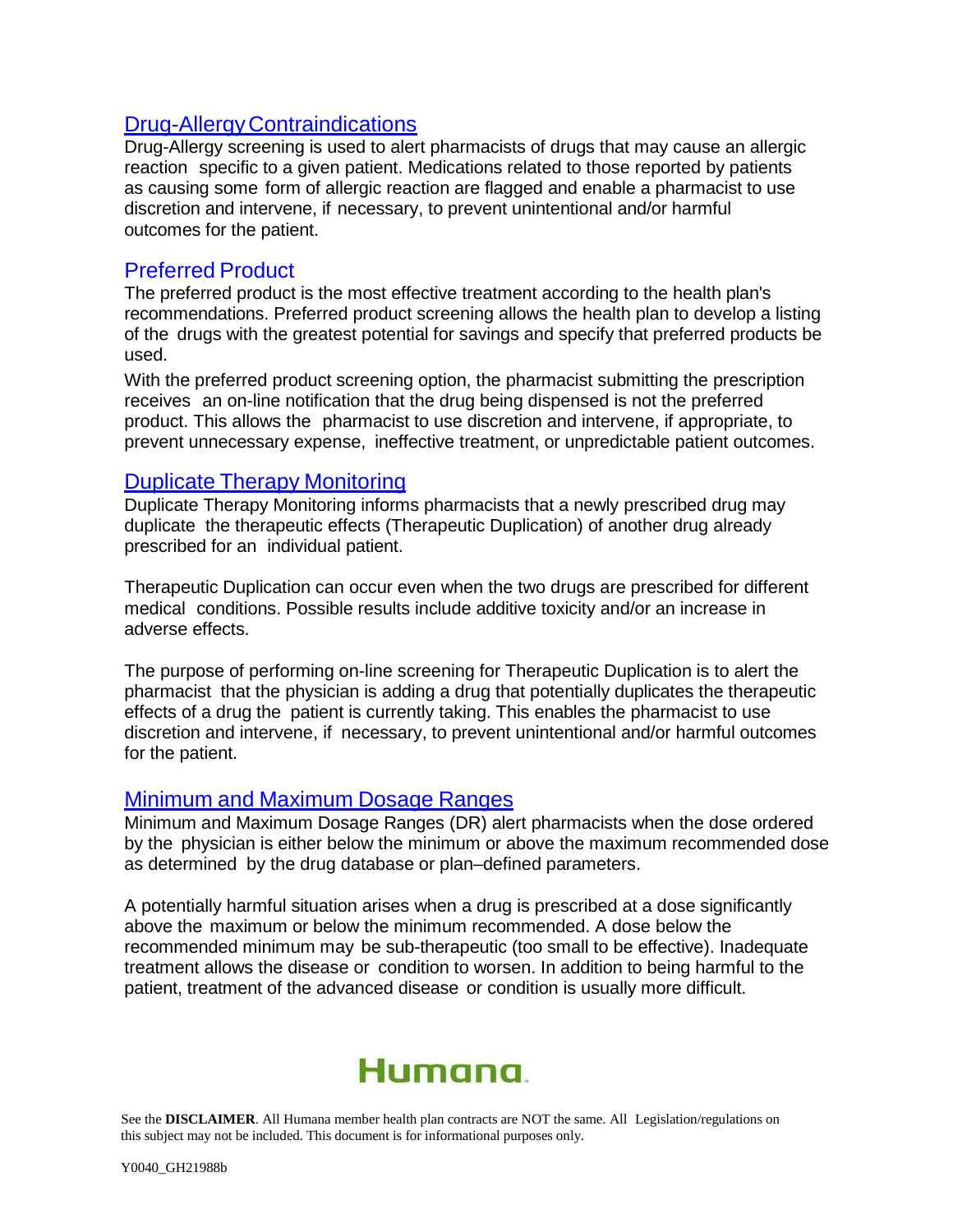## Drug-Allergy Contraindications

Drug-Allergy screening is used to alert pharmacists of drugs that may cause an allergic reaction specific to a given patient. Medications related to those reported by patients as causing some form of allergic reaction are flagged and enable a pharmacist to use discretion and intervene, if necessary, to prevent unintentional and/or harmful outcomes for the patient.

## Preferred Product

The preferred product is the most effective treatment according to the health plan's recommendations. Preferred product screening allows the health plan to develop a listing of the drugs with the greatest potential for savings and specify that preferred products be used.

With the preferred product screening option, the pharmacist submitting the prescription receives an on-line notification that the drug being dispensed is not the preferred product. This allows the pharmacist to use discretion and intervene, if appropriate, to prevent unnecessary expense, ineffective treatment, or unpredictable patient outcomes.

## Duplicate Therapy Monitoring

Duplicate Therapy Monitoring informs pharmacists that a newly prescribed drug may duplicate the therapeutic effects (Therapeutic Duplication) of another drug already prescribed for an individual patient.

Therapeutic Duplication can occur even when the two drugs are prescribed for different medical conditions. Possible results include additive toxicity and/or an increase in adverse effects.

The purpose of performing on-line screening for Therapeutic Duplication is to alert the pharmacist that the physician is adding a drug that potentially duplicates the therapeutic effects of a drug the patient is currently taking. This enables the pharmacist to use discretion and intervene, if necessary, to prevent unintentional and/or harmful outcomes for the patient.

## Minimum and Maximum Dosage Ranges

Minimum and Maximum Dosage Ranges (DR) alert pharmacists when the dose ordered by the physician is either below the minimum or above the maximum recommended dose as determined by the drug database or plan–defined parameters.

A potentially harmful situation arises when a drug is prescribed at a dose significantly above the maximum or below the minimum recommended. A dose below the recommended minimum may be sub-therapeutic (too small to be effective). Inadequate treatment allows the disease or condition to worsen. In addition to being harmful to the patient, treatment of the advanced disease or condition is usually more difficult.

Humana.

See the **DISCLAIMER**. All Humana member health plan contracts are NOT the same. All Legislation/regulations on this subject may not be included. This document is for informational purposes only.

Y0040_GH21988b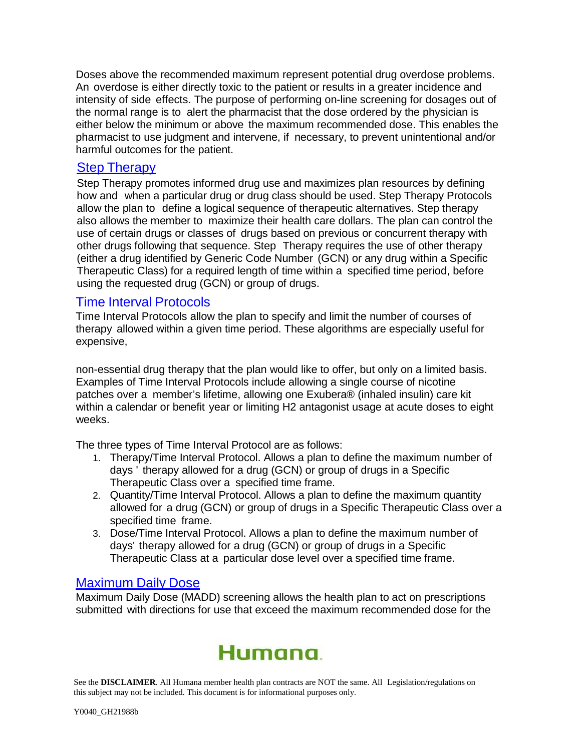Doses above the recommended maximum represent potential drug overdose problems. An overdose is either directly toxic to the patient or results in a greater incidence and intensity of side effects. The purpose of performing on-line screening for dosages out of the normal range is to alert the pharmacist that the dose ordered by the physician is either below the minimum or above the maximum recommended dose. This enables the pharmacist to use judgment and intervene, if necessary, to prevent unintentional and/or harmful outcomes for the patient.

## Step Therapy

Step Therapy promotes informed drug use and maximizes plan resources by defining how and when a particular drug or drug class should be used. Step Therapy Protocols allow the plan to define a logical sequence of therapeutic alternatives. Step therapy also allows the member to maximize their health care dollars. The plan can control the use of certain drugs or classes of drugs based on previous or concurrent therapy with other drugs following that sequence. Step Therapy requires the use of other therapy (either a drug identified by Generic Code Number (GCN) or any drug within a Specific Therapeutic Class) for a required length of time within a specified time period, before using the requested drug (GCN) or group of drugs.

## Time Interval Protocols

Time Interval Protocols allow the plan to specify and limit the number of courses of therapy allowed within a given time period. These algorithms are especially useful for expensive,

non-essential drug therapy that the plan would like to offer, but only on a limited basis. Examples of Time Interval Protocols include allowing a single course of nicotine patches over a member's lifetime, allowing one Exubera® (inhaled insulin) care kit within a calendar or benefit year or limiting H2 antagonist usage at acute doses to eight weeks.

The three types of Time Interval Protocol are as follows:

1. Therapy/Time Interval Protocol. Allows a plan to define the maximum number of days ' therapy allowed for a drug (GCN) or group of drugs in a Specific Therapeutic Class over a specified time frame.
2. Quantity/Time Interval Protocol. Allows a plan to define the maximum quantity allowed for a drug (GCN) or group of drugs in a Specific Therapeutic Class over a specified time frame.
3. Dose/Time Interval Protocol. Allows a plan to define the maximum number of days' therapy allowed for a drug (GCN) or group of drugs in a Specific Therapeutic Class at a particular dose level over a specified time frame.

## Maximum Daily Dose

Maximum Daily Dose (MADD) screening allows the health plan to act on prescriptions submitted with directions for use that exceed the maximum recommended dose for the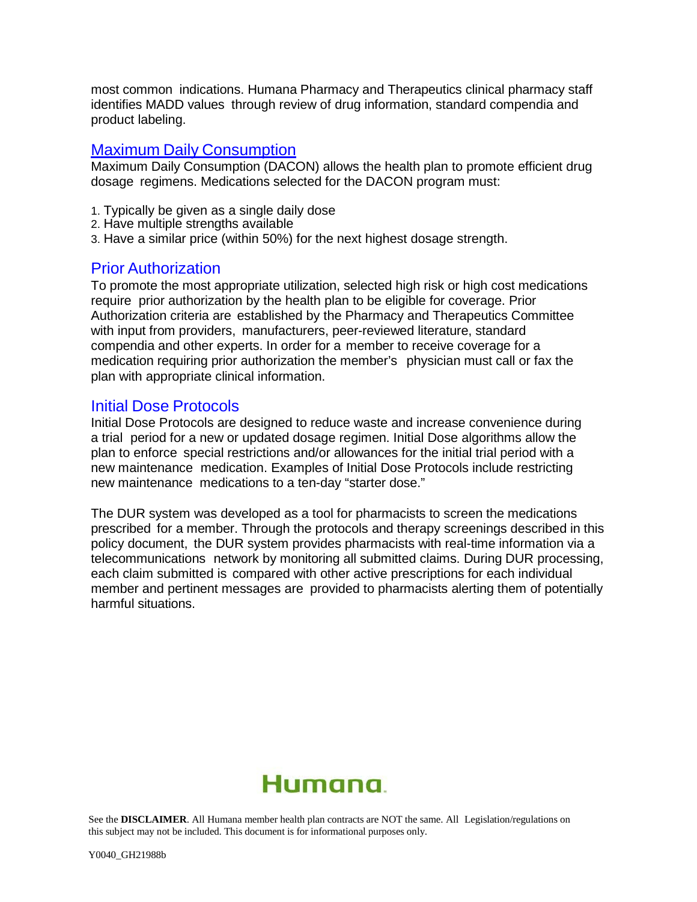most common indications. Humana Pharmacy and Therapeutics clinical pharmacy staff identifies MADD values through review of drug information, standard compendia and product labeling.

## Maximum Daily Consumption

Maximum Daily Consumption (DACON) allows the health plan to promote efficient drug dosage regimens. Medications selected for the DACON program must:

1. Typically be given as a single daily dose
2. Have multiple strengths available
3. Have a similar price (within 50%) for the next highest dosage strength.

## Prior Authorization

To promote the most appropriate utilization, selected high risk or high cost medications require prior authorization by the health plan to be eligible for coverage. Prior Authorization criteria are established by the Pharmacy and Therapeutics Committee with input from providers, manufacturers, peer-reviewed literature, standard compendia and other experts. In order for a member to receive coverage for a medication requiring prior authorization the member's physician must call or fax the plan with appropriate clinical information.

## Initial Dose Protocols

Initial Dose Protocols are designed to reduce waste and increase convenience during a trial period for a new or updated dosage regimen. Initial Dose algorithms allow the plan to enforce special restrictions and/or allowances for the initial trial period with a new maintenance medication. Examples of Initial Dose Protocols include restricting new maintenance medications to a ten-day "starter dose."

The DUR system was developed as a tool for pharmacists to screen the medications prescribed for a member. Through the protocols and therapy screenings described in this policy document, the DUR system provides pharmacists with real-time information via a telecommunications network by monitoring all submitted claims. During DUR processing, each claim submitted is compared with other active prescriptions for each individual member and pertinent messages are provided to pharmacists alerting them of potentially harmful situations.

Humana.

See the **DISCLAIMER**. All Humana member health plan contracts are NOT the same. All Legislation/regulations on this subject may not be included. This document is for informational purposes only.

Y0040_GH21988b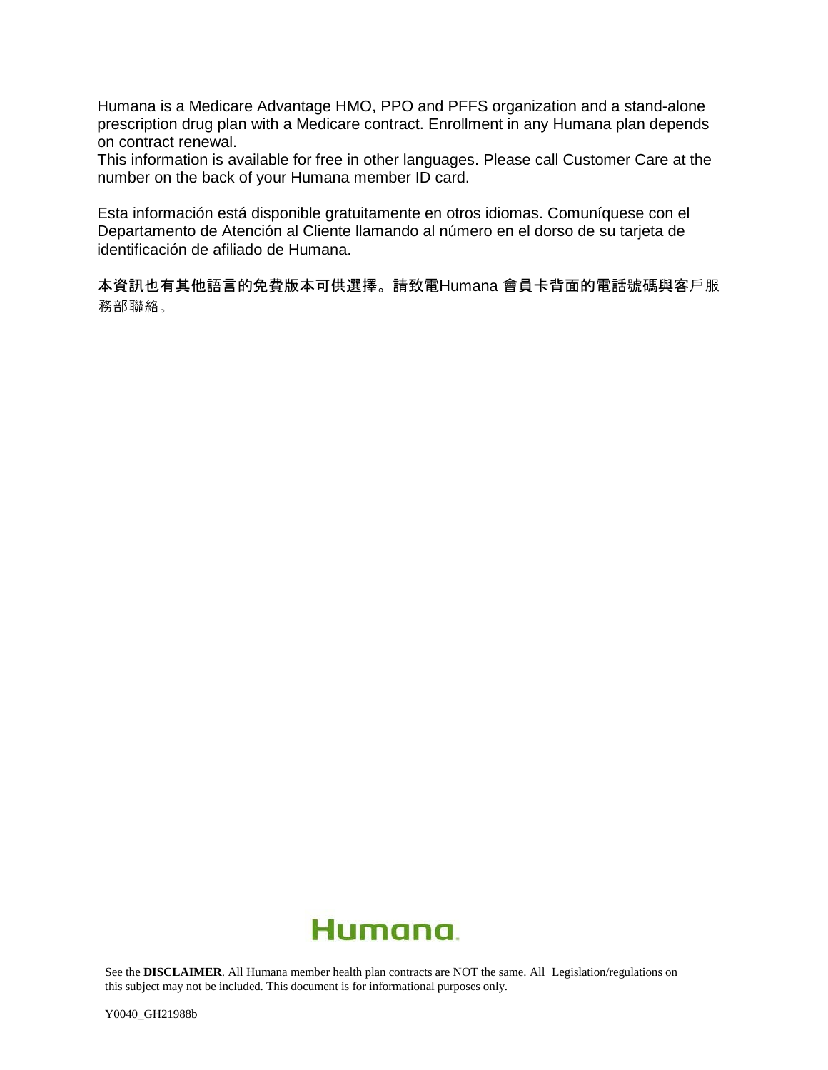Humana is a Medicare Advantage HMO, PPO and PFFS organization and a stand-alone prescription drug plan with a Medicare contract. Enrollment in any Humana plan depends on contract renewal.
This information is available for free in other languages. Please call Customer Care at the number on the back of your Humana member ID card.

Esta información está disponible gratuitamente en otros idiomas. Comuníquese con el Departamento de Atención al Cliente llamando al número en el dorso de su tarjeta de identificación de afiliado de Humana.

本資訊也有其他語言的免費版本可供選擇。請致電Humana 會員卡背面的電話號碼與客戶服務部聯絡。

Humana.

See the **DISCLAIMER**. All Humana member health plan contracts are NOT the same. All Legislation/regulations on this subject may not be included. This document is for informational purposes only.

Y0040_GH21988b